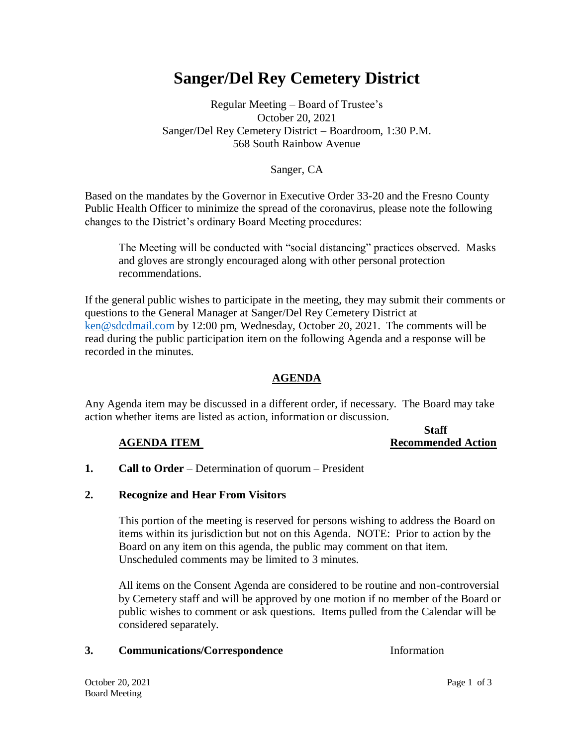# Sanger/Del Rey Cemetery District

Regular Meeting – Board of Trustee's
October 20, 2021
Sanger/Del Rey Cemetery District – Boardroom, 1:30 P.M.
568 South Rainbow Avenue

Sanger, CA

Based on the mandates by the Governor in Executive Order 33-20 and the Fresno County Public Health Officer to minimize the spread of the coronavirus, please note the following changes to the District's ordinary Board Meeting procedures:

> The Meeting will be conducted with "social distancing" practices observed. Masks and gloves are strongly encouraged along with other personal protection recommendations.

If the general public wishes to participate in the meeting, they may submit their comments or questions to the General Manager at Sanger/Del Rey Cemetery District at ken@sdcdmail.com by 12:00 pm, Wednesday, October 20, 2021. The comments will be read during the public participation item on the following Agenda and a response will be recorded in the minutes.

## AGENDA

Any Agenda item may be discussed in a different order, if necessary. The Board may take action whether items are listed as action, information or discussion.

| AGENDA ITEM | Staff Recommended Action |
|---|---|

**1.** **Call to Order** – Determination of quorum – President

**2.** **Recognize and Hear From Visitors**

This portion of the meeting is reserved for persons wishing to address the Board on items within its jurisdiction but not on this Agenda. NOTE: Prior to action by the Board on any item on this agenda, the public may comment on that item. Unscheduled comments may be limited to 3 minutes.

All items on the Consent Agenda are considered to be routine and non-controversial by Cemetery staff and will be approved by one motion if no member of the Board or public wishes to comment or ask questions. Items pulled from the Calendar will be considered separately.

**3.** **Communications/Correspondence** — Information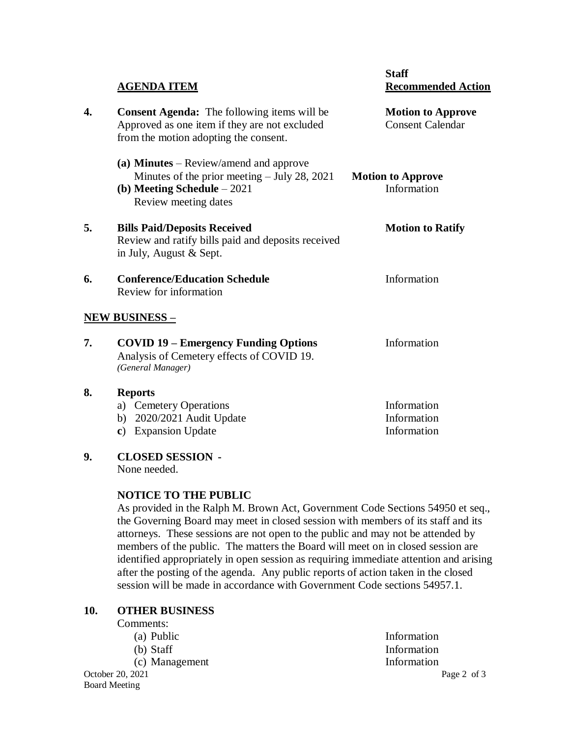| | AGENDA ITEM | Staff Recommended Action |
|---|---|---|
| **4.** | **Consent Agenda:** The following items will be Approved as one item if they are not excluded from the motion adopting the consent. | **Motion to Approve** Consent Calendar |
| | **(a) Minutes** – Review/amend and approve Minutes of the prior meeting – July 28, 2021 | **Motion to Approve** |
| | **(b) Meeting Schedule** – 2021 Review meeting dates | Information |
| **5.** | **Bills Paid/Deposits Received** Review and ratify bills paid and deposits received in July, August & Sept. | **Motion to Ratify** |
| **6.** | **Conference/Education Schedule** Review for information | Information |

**NEW BUSINESS –**

| | | |
|---|---|---|
| **7.** | **COVID 19 – Emergency Funding Options** Analysis of Cemetery effects of COVID 19. *(General Manager)* | Information |
| **8.** | **Reports** | |
| | a) Cemetery Operations | Information |
| | b) 2020/2021 Audit Update | Information |
| | c) Expansion Update | Information |

**9. CLOSED SESSION -**

None needed.

**NOTICE TO THE PUBLIC**

As provided in the Ralph M. Brown Act, Government Code Sections 54950 et seq., the Governing Board may meet in closed session with members of its staff and its attorneys. These sessions are not open to the public and may not be attended by members of the public. The matters the Board will meet on in closed session are identified appropriately in open session as requiring immediate attention and arising after the posting of the agenda. Any public reports of action taken in the closed session will be made in accordance with Government Code sections 54957.1.

**10. OTHER BUSINESS**

Comments:

| | |
|---|---|
| (a) Public | Information |
| (b) Staff | Information |
| (c) Management | Information |

October 20, 2021
Board Meeting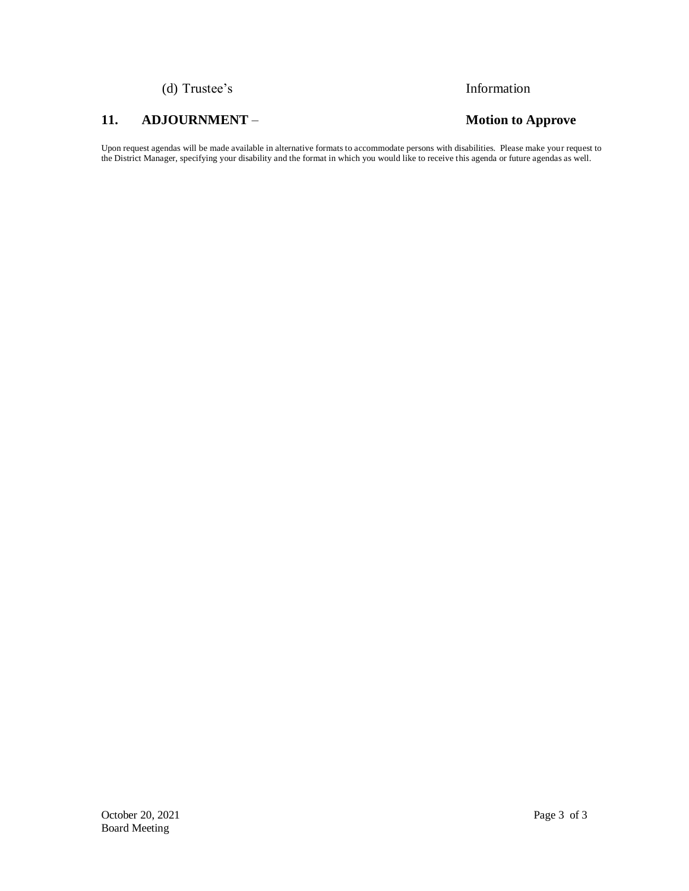(d) Trustee's Information

**11. ADJOURNMENT** – **Motion to Approve**

Upon request agendas will be made available in alternative formats to accommodate persons with disabilities. Please make your request to the District Manager, specifying your disability and the format in which you would like to receive this agenda or future agendas as well.